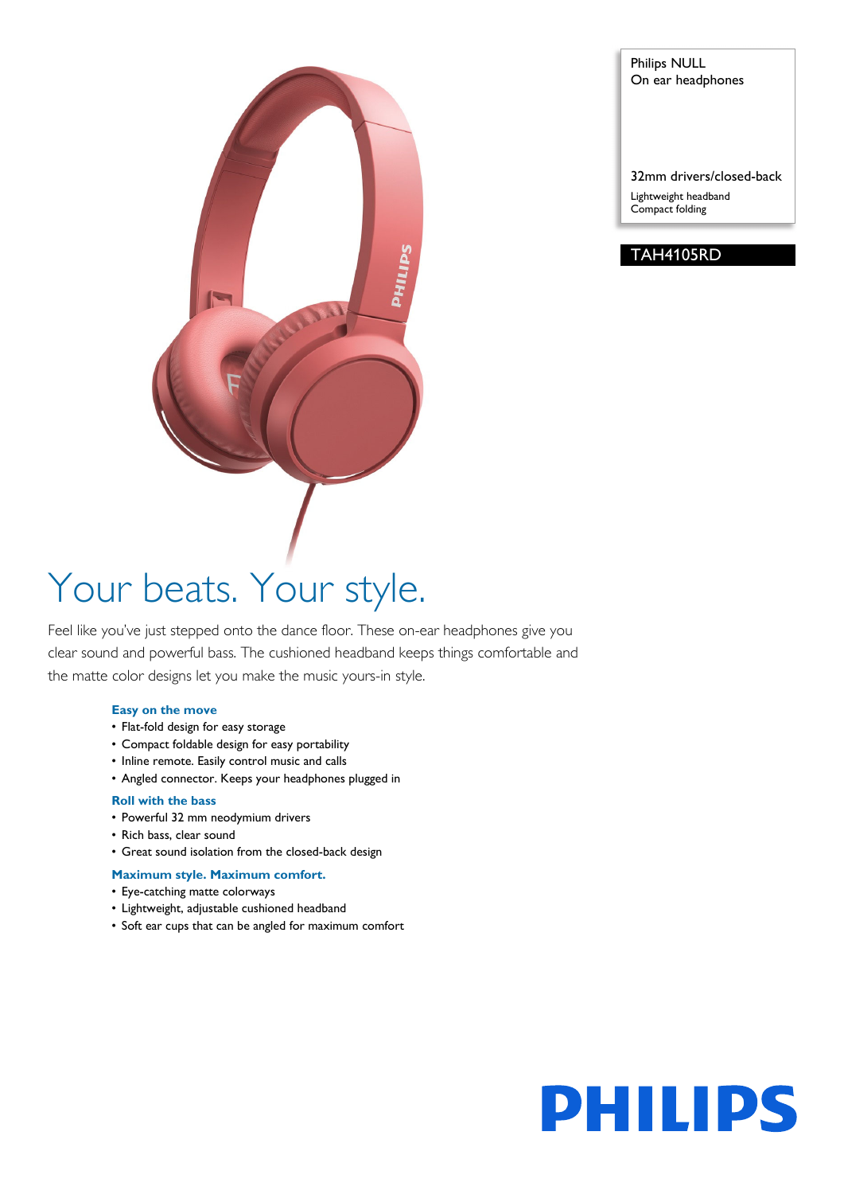Philips NULL
On ear headphones

32mm drivers/closed-back

Lightweight headband
Compact folding

TAH4105RD

# Your beats. Your style.

Feel like you've just stepped onto the dance floor. These on-ear headphones give you clear sound and powerful bass. The cushioned headband keeps things comfortable and the matte color designs let you make the music yours-in style.

### Easy on the move

- Flat-fold design for easy storage
- Compact foldable design for easy portability
- Inline remote. Easily control music and calls
- Angled connector. Keeps your headphones plugged in

### Roll with the bass

- Powerful 32 mm neodymium drivers
- Rich bass, clear sound
- Great sound isolation from the closed-back design

### Maximum style. Maximum comfort.

- Eye-catching matte colorways
- Lightweight, adjustable cushioned headband
- Soft ear cups that can be angled for maximum comfort

PHILIPS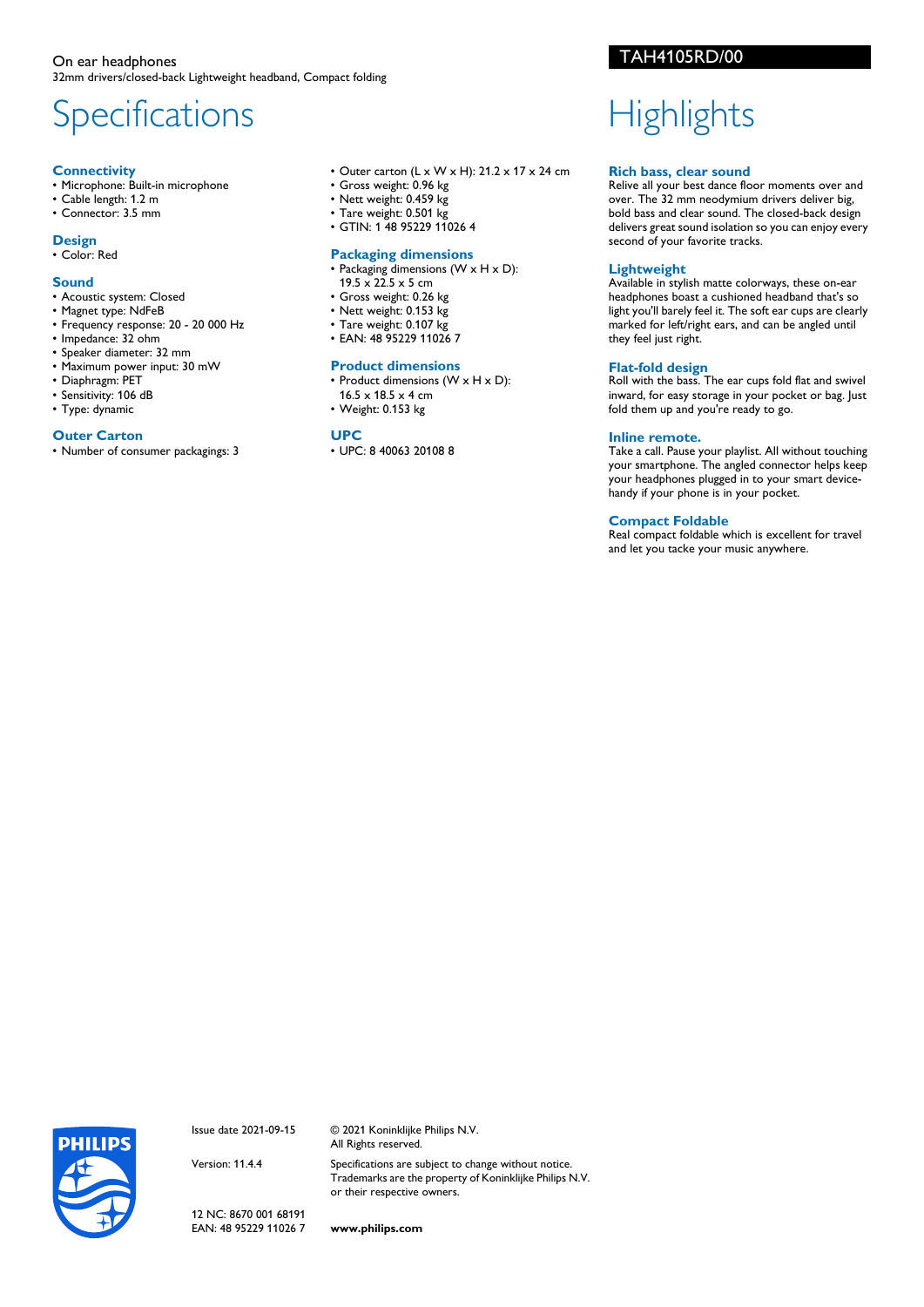On ear headphones

32mm drivers/closed-back Lightweight headband, Compact folding

TAH4105RD/00

# Specifications

## Connectivity

- Microphone: Built-in microphone
- Cable length: 1.2 m
- Connector: 3.5 mm

## Design

- Color: Red

## Sound

- Acoustic system: Closed
- Magnet type: NdFeB
- Frequency response: 20 - 20 000 Hz
- Impedance: 32 ohm
- Speaker diameter: 32 mm
- Maximum power input: 30 mW
- Diaphragm: PET
- Sensitivity: 106 dB
- Type: dynamic

## Outer Carton

- Number of consumer packagings: 3
- Outer carton (L x W x H): 21.2 x 17 x 24 cm
- Gross weight: 0.96 kg
- Nett weight: 0.459 kg
- Tare weight: 0.501 kg
- GTIN: 1 48 95229 11026 4

## Packaging dimensions

- Packaging dimensions (W x H x D): 19.5 x 22.5 x 5 cm
- Gross weight: 0.26 kg
- Nett weight: 0.153 kg
- Tare weight: 0.107 kg
- EAN: 48 95229 11026 7

## Product dimensions

- Product dimensions (W x H x D): 16.5 x 18.5 x 4 cm
- Weight: 0.153 kg

## UPC

- UPC: 8 40063 20108 8

# Highlights

## Rich bass, clear sound

Relive all your best dance floor moments over and over. The 32 mm neodymium drivers deliver big, bold bass and clear sound. The closed-back design delivers great sound isolation so you can enjoy every second of your favorite tracks.

## Lightweight

Available in stylish matte colorways, these on-ear headphones boast a cushioned headband that's so light you'll barely feel it. The soft ear cups are clearly marked for left/right ears, and can be angled until they feel just right.

## Flat-fold design

Roll with the bass. The ear cups fold flat and swivel inward, for easy storage in your pocket or bag. Just fold them up and you're ready to go.

## Inline remote.

Take a call. Pause your playlist. All without touching your smartphone. The angled connector helps keep your headphones plugged in to your smart device- handy if your phone is in your pocket.

## Compact Foldable

Real compact foldable which is excellent for travel and let you tacke your music anywhere.

Issue date 2021-09-15

Version: 11.4.4

12 NC: 8670 001 68191
EAN: 48 95229 11026 7

© 2021 Koninklijke Philips N.V.
All Rights reserved.

Specifications are subject to change without notice. Trademarks are the property of Koninklijke Philips N.V. or their respective owners.

**www.philips.com**